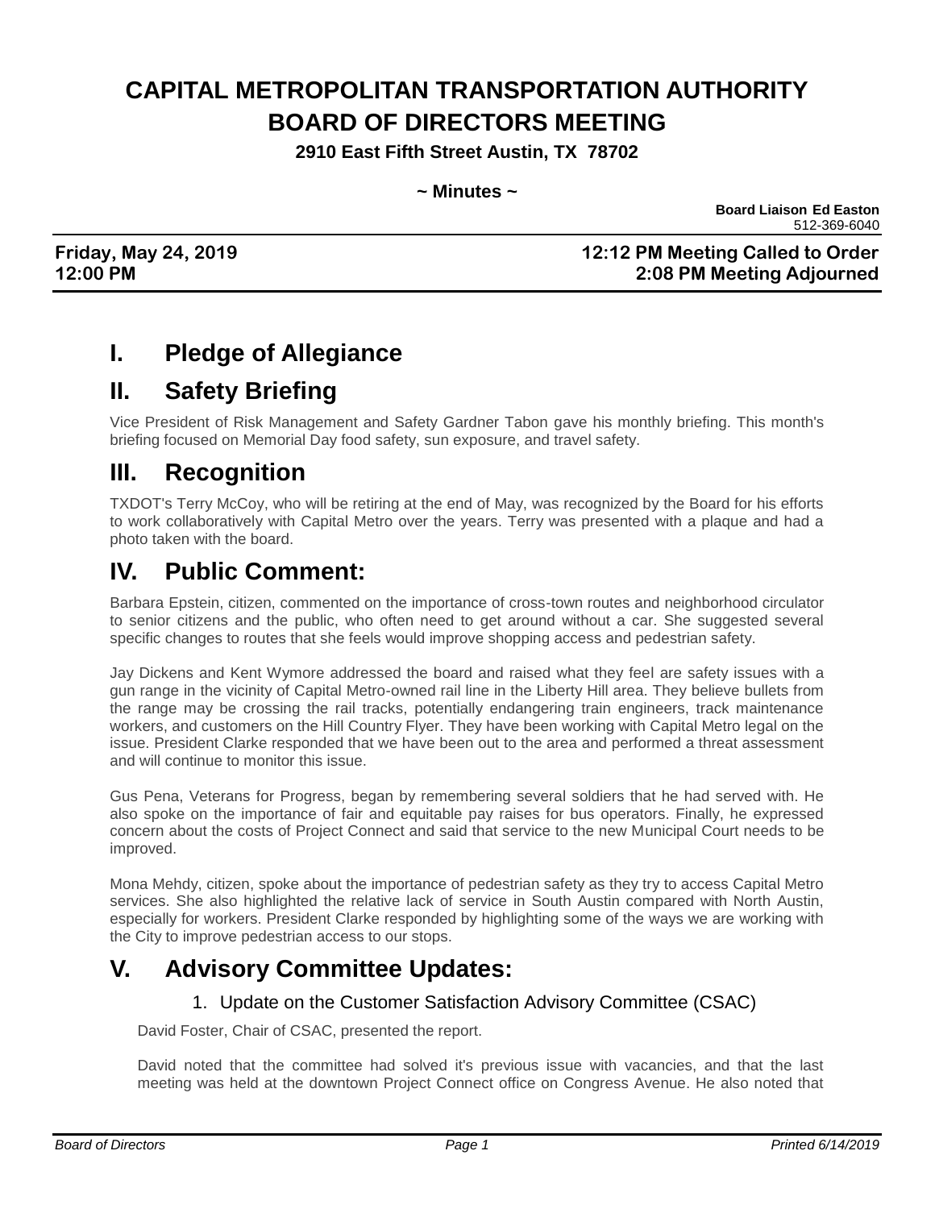# CAPITAL METROPOLITAN TRANSPORTATION AUTHORITY BOARD OF DIRECTORS MEETING

**2910 East Fifth Street Austin, TX 78702**

**~ Minutes ~**

**Board Liaison Ed Easton**
512-369-6040

**Friday, May 24, 2019** **12:12 PM Meeting Called to Order**
**12:00 PM** **2:08 PM Meeting Adjourned**

## I. Pledge of Allegiance

## II. Safety Briefing

Vice President of Risk Management and Safety Gardner Tabon gave his monthly briefing. This month's briefing focused on Memorial Day food safety, sun exposure, and travel safety.

## III. Recognition

TXDOT's Terry McCoy, who will be retiring at the end of May, was recognized by the Board for his efforts to work collaboratively with Capital Metro over the years. Terry was presented with a plaque and had a photo taken with the board.

## IV. Public Comment:

Barbara Epstein, citizen, commented on the importance of cross-town routes and neighborhood circulator to senior citizens and the public, who often need to get around without a car. She suggested several specific changes to routes that she feels would improve shopping access and pedestrian safety.

Jay Dickens and Kent Wymore addressed the board and raised what they feel are safety issues with a gun range in the vicinity of Capital Metro-owned rail line in the Liberty Hill area. They believe bullets from the range may be crossing the rail tracks, potentially endangering train engineers, track maintenance workers, and customers on the Hill Country Flyer. They have been working with Capital Metro legal on the issue. President Clarke responded that we have been out to the area and performed a threat assessment and will continue to monitor this issue.

Gus Pena, Veterans for Progress, began by remembering several soldiers that he had served with. He also spoke on the importance of fair and equitable pay raises for bus operators. Finally, he expressed concern about the costs of Project Connect and said that service to the new Municipal Court needs to be improved.

Mona Mehdy, citizen, spoke about the importance of pedestrian safety as they try to access Capital Metro services. She also highlighted the relative lack of service in South Austin compared with North Austin, especially for workers. President Clarke responded by highlighting some of the ways we are working with the City to improve pedestrian access to our stops.

## V. Advisory Committee Updates:

1. Update on the Customer Satisfaction Advisory Committee (CSAC)

David Foster, Chair of CSAC, presented the report.

David noted that the committee had solved it's previous issue with vacancies, and that the last meeting was held at the downtown Project Connect office on Congress Avenue. He also noted that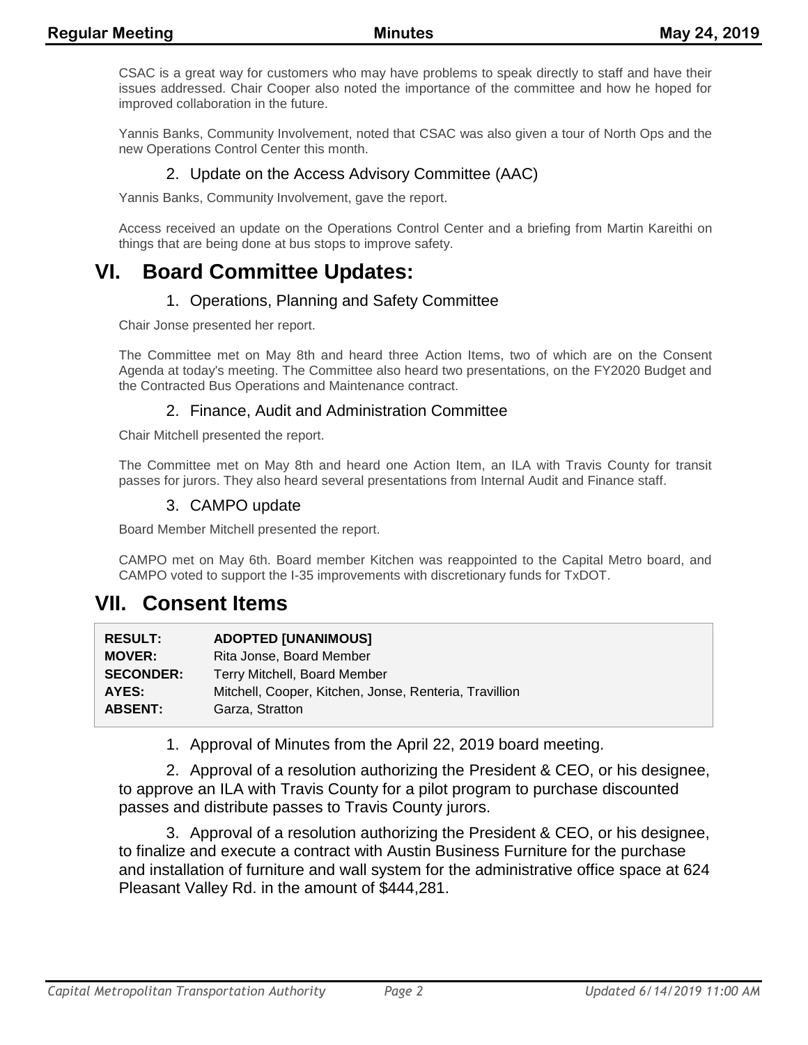CSAC is a great way for customers who may have problems to speak directly to staff and have their issues addressed. Chair Cooper also noted the importance of the committee and how he hoped for improved collaboration in the future.

Yannis Banks, Community Involvement, noted that CSAC was also given a tour of North Ops and the new Operations Control Center this month.

### 2. Update on the Access Advisory Committee (AAC)

Yannis Banks, Community Involvement, gave the report.

Access received an update on the Operations Control Center and a briefing from Martin Kareithi on things that are being done at bus stops to improve safety.

# VI. Board Committee Updates:

### 1. Operations, Planning and Safety Committee

Chair Jonse presented her report.

The Committee met on May 8th and heard three Action Items, two of which are on the Consent Agenda at today's meeting. The Committee also heard two presentations, on the FY2020 Budget and the Contracted Bus Operations and Maintenance contract.

### 2. Finance, Audit and Administration Committee

Chair Mitchell presented the report.

The Committee met on May 8th and heard one Action Item, an ILA with Travis County for transit passes for jurors. They also heard several presentations from Internal Audit and Finance staff.

### 3. CAMPO update

Board Member Mitchell presented the report.

CAMPO met on May 6th. Board member Kitchen was reappointed to the Capital Metro board, and CAMPO voted to support the I-35 improvements with discretionary funds for TxDOT.

# VII. Consent Items

| | |
|---|---|
| **RESULT:** | **ADOPTED [UNANIMOUS]** |
| **MOVER:** | Rita Jonse, Board Member |
| **SECONDER:** | Terry Mitchell, Board Member |
| **AYES:** | Mitchell, Cooper, Kitchen, Jonse, Renteria, Travillion |
| **ABSENT:** | Garza, Stratton |

1. Approval of Minutes from the April 22, 2019 board meeting.

2. Approval of a resolution authorizing the President & CEO, or his designee, to approve an ILA with Travis County for a pilot program to purchase discounted passes and distribute passes to Travis County jurors.

3. Approval of a resolution authorizing the President & CEO, or his designee, to finalize and execute a contract with Austin Business Furniture for the purchase and installation of furniture and wall system for the administrative office space at 624 Pleasant Valley Rd. in the amount of $444,281.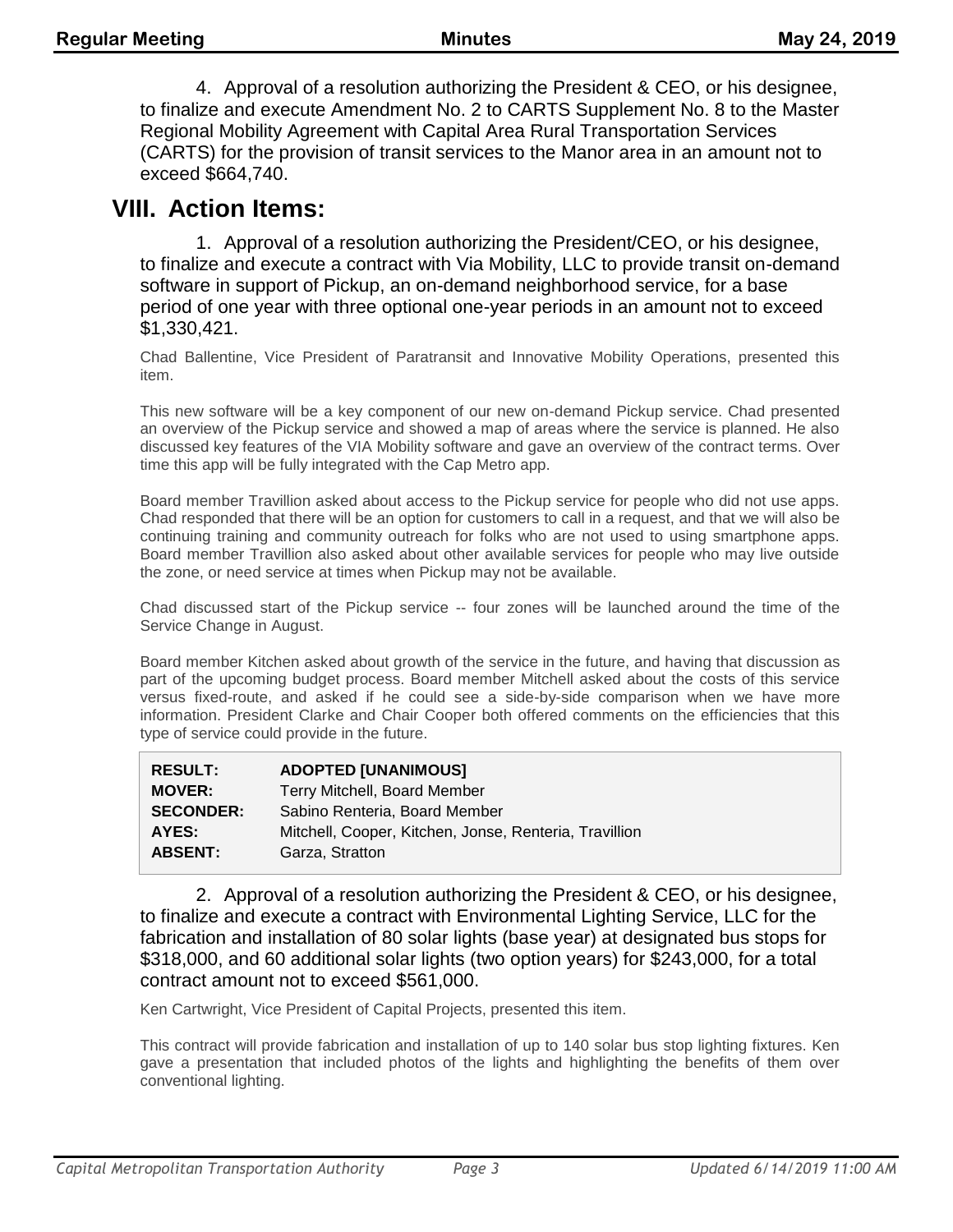4. Approval of a resolution authorizing the President & CEO, or his designee, to finalize and execute Amendment No. 2 to CARTS Supplement No. 8 to the Master Regional Mobility Agreement with Capital Area Rural Transportation Services (CARTS) for the provision of transit services to the Manor area in an amount not to exceed $664,740.

## VIII. Action Items:

1. Approval of a resolution authorizing the President/CEO, or his designee, to finalize and execute a contract with Via Mobility, LLC to provide transit on-demand software in support of Pickup, an on-demand neighborhood service, for a base period of one year with three optional one-year periods in an amount not to exceed $1,330,421.

Chad Ballentine, Vice President of Paratransit and Innovative Mobility Operations, presented this item.

This new software will be a key component of our new on-demand Pickup service. Chad presented an overview of the Pickup service and showed a map of areas where the service is planned. He also discussed key features of the VIA Mobility software and gave an overview of the contract terms. Over time this app will be fully integrated with the Cap Metro app.

Board member Travillion asked about access to the Pickup service for people who did not use apps. Chad responded that there will be an option for customers to call in a request, and that we will also be continuing training and community outreach for folks who are not used to using smartphone apps. Board member Travillion also asked about other available services for people who may live outside the zone, or need service at times when Pickup may not be available.

Chad discussed start of the Pickup service -- four zones will be launched around the time of the Service Change in August.

Board member Kitchen asked about growth of the service in the future, and having that discussion as part of the upcoming budget process. Board member Mitchell asked about the costs of this service versus fixed-route, and asked if he could see a side-by-side comparison when we have more information. President Clarke and Chair Cooper both offered comments on the efficiencies that this type of service could provide in the future.

| | |
|---|---|
| **RESULT:** | **ADOPTED [UNANIMOUS]** |
| **MOVER:** | Terry Mitchell, Board Member |
| **SECONDER:** | Sabino Renteria, Board Member |
| **AYES:** | Mitchell, Cooper, Kitchen, Jonse, Renteria, Travillion |
| **ABSENT:** | Garza, Stratton |

2. Approval of a resolution authorizing the President & CEO, or his designee, to finalize and execute a contract with Environmental Lighting Service, LLC for the fabrication and installation of 80 solar lights (base year) at designated bus stops for $318,000, and 60 additional solar lights (two option years) for $243,000, for a total contract amount not to exceed $561,000.

Ken Cartwright, Vice President of Capital Projects, presented this item.

This contract will provide fabrication and installation of up to 140 solar bus stop lighting fixtures. Ken gave a presentation that included photos of the lights and highlighting the benefits of them over conventional lighting.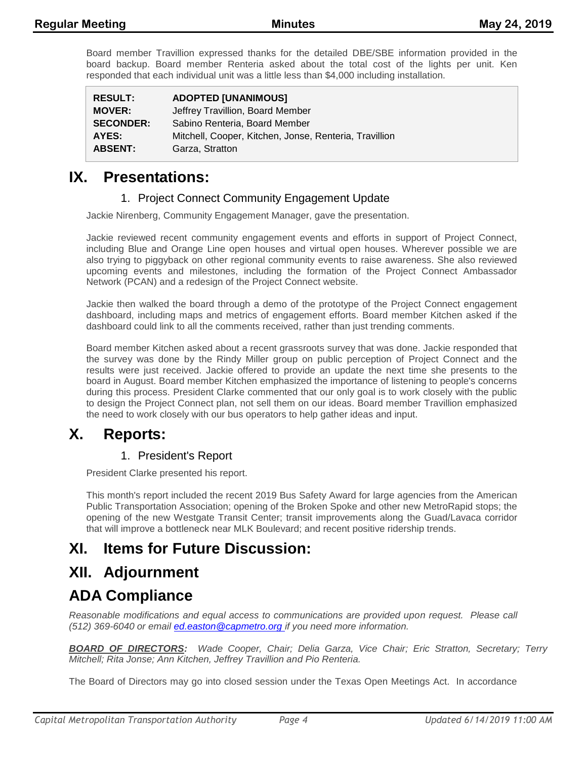Board member Travillion expressed thanks for the detailed DBE/SBE information provided in the board backup. Board member Renteria asked about the total cost of the lights per unit. Ken responded that each individual unit was a little less than $4,000 including installation.

| | |
|---|---|
| **RESULT:** | **ADOPTED [UNANIMOUS]** |
| **MOVER:** | Jeffrey Travillion, Board Member |
| **SECONDER:** | Sabino Renteria, Board Member |
| **AYES:** | Mitchell, Cooper, Kitchen, Jonse, Renteria, Travillion |
| **ABSENT:** | Garza, Stratton |

# IX. Presentations:

## 1. Project Connect Community Engagement Update

Jackie Nirenberg, Community Engagement Manager, gave the presentation.

Jackie reviewed recent community engagement events and efforts in support of Project Connect, including Blue and Orange Line open houses and virtual open houses. Wherever possible we are also trying to piggyback on other regional community events to raise awareness. She also reviewed upcoming events and milestones, including the formation of the Project Connect Ambassador Network (PCAN) and a redesign of the Project Connect website.

Jackie then walked the board through a demo of the prototype of the Project Connect engagement dashboard, including maps and metrics of engagement efforts. Board member Kitchen asked if the dashboard could link to all the comments received, rather than just trending comments.

Board member Kitchen asked about a recent grassroots survey that was done. Jackie responded that the survey was done by the Rindy Miller group on public perception of Project Connect and the results were just received. Jackie offered to provide an update the next time she presents to the board in August. Board member Kitchen emphasized the importance of listening to people's concerns during this process. President Clarke commented that our only goal is to work closely with the public to design the Project Connect plan, not sell them on our ideas. Board member Travillion emphasized the need to work closely with our bus operators to help gather ideas and input.

# X. Reports:

## 1. President's Report

President Clarke presented his report.

This month's report included the recent 2019 Bus Safety Award for large agencies from the American Public Transportation Association; opening of the Broken Spoke and other new MetroRapid stops; the opening of the new Westgate Transit Center; transit improvements along the Guad/Lavaca corridor that will improve a bottleneck near MLK Boulevard; and recent positive ridership trends.

# XI. Items for Future Discussion:

# XII. Adjournment

# ADA Compliance

*Reasonable modifications and equal access to communications are provided upon request. Please call (512) 369-6040 or email ed.easton@capmetro.org if you need more information.*

***BOARD OF DIRECTORS:*** *Wade Cooper, Chair; Delia Garza, Vice Chair; Eric Stratton, Secretary; Terry Mitchell; Rita Jonse; Ann Kitchen, Jeffrey Travillion and Pio Renteria.*

The Board of Directors may go into closed session under the Texas Open Meetings Act. In accordance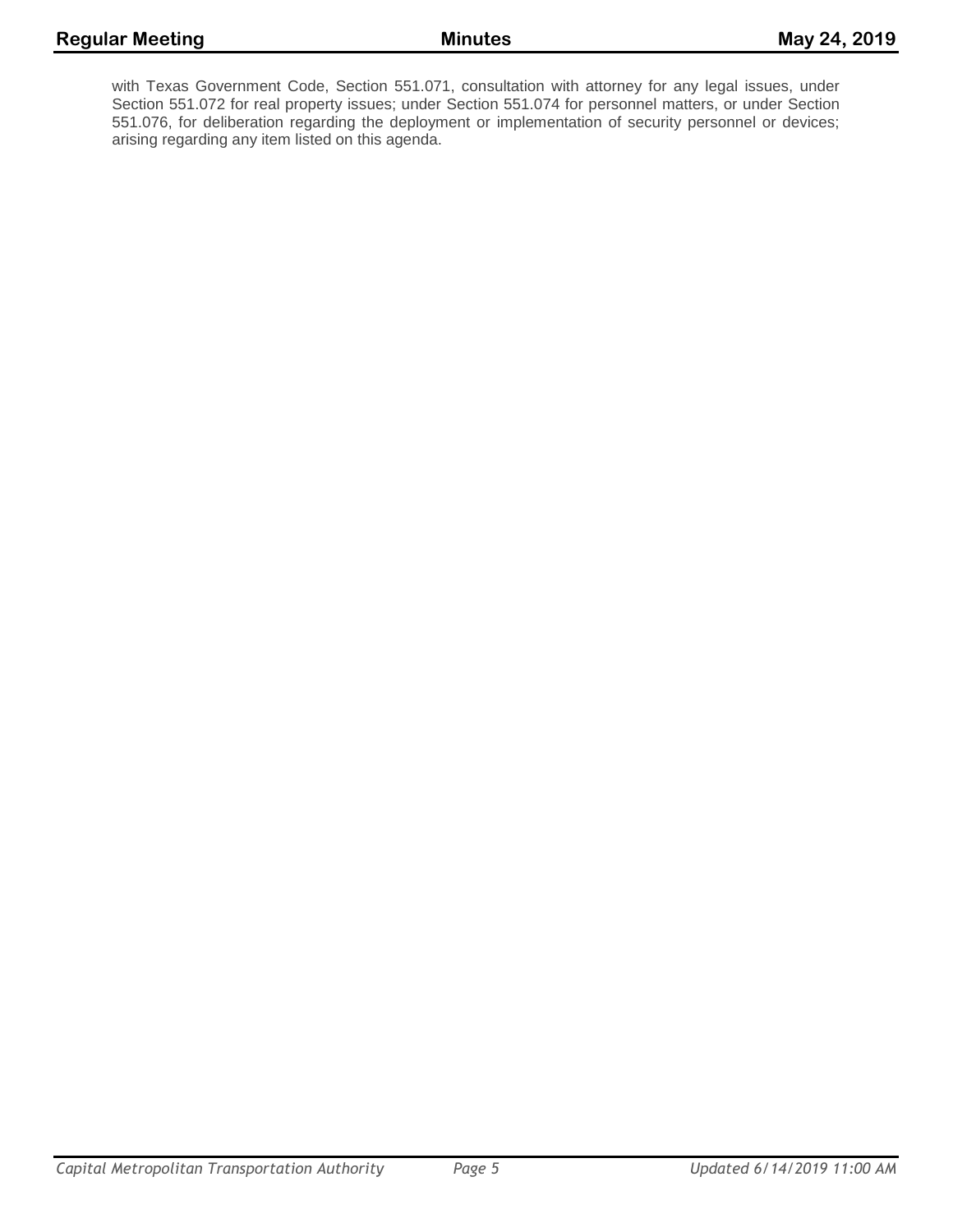with Texas Government Code, Section 551.071, consultation with attorney for any legal issues, under Section 551.072 for real property issues; under Section 551.074 for personnel matters, or under Section 551.076, for deliberation regarding the deployment or implementation of security personnel or devices; arising regarding any item listed on this agenda.